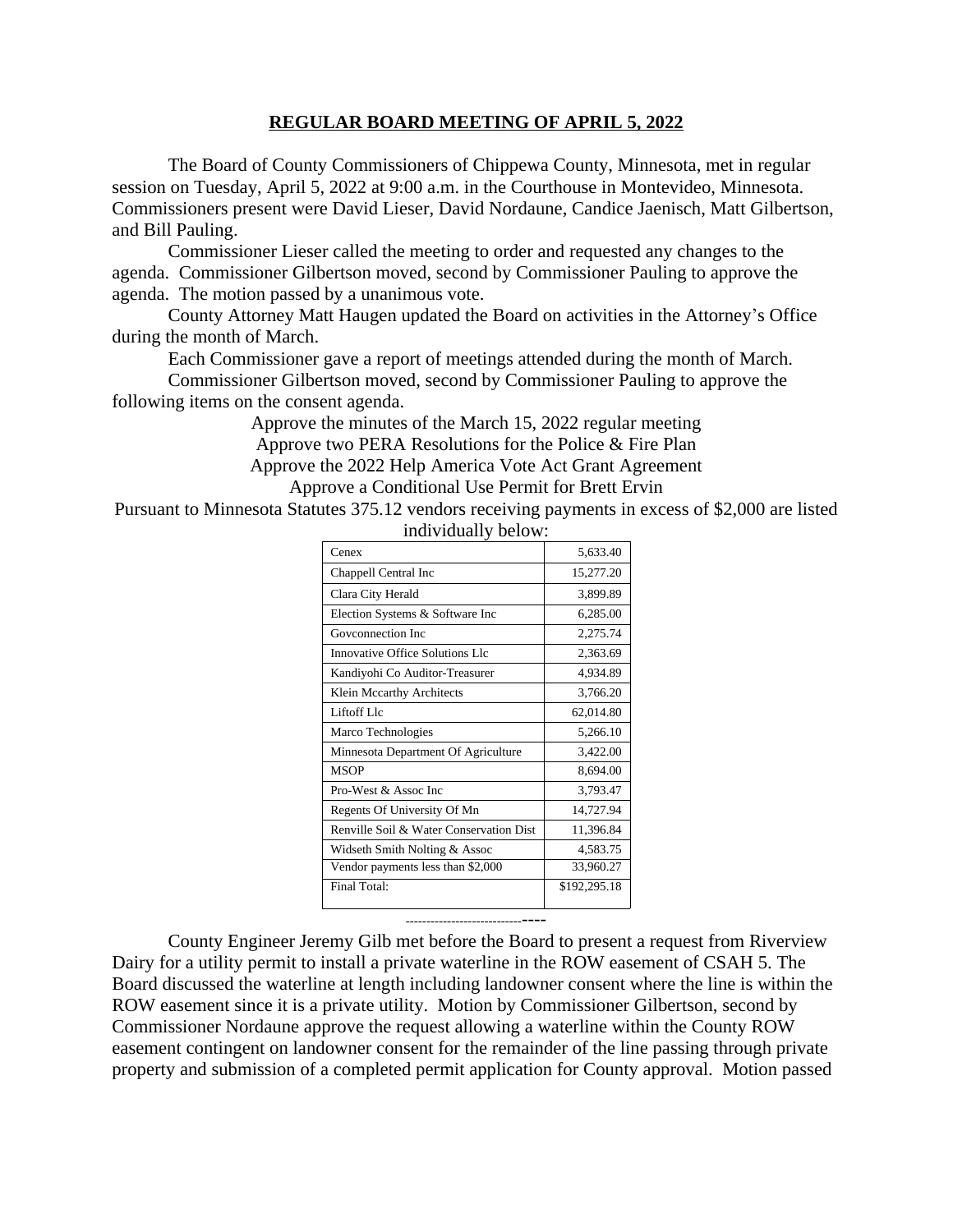# REGULAR BOARD MEETING OF APRIL 5, 2022

The Board of County Commissioners of Chippewa County, Minnesota, met in regular session on Tuesday, April 5, 2022 at 9:00 a.m. in the Courthouse in Montevideo, Minnesota. Commissioners present were David Lieser, David Nordaune, Candice Jaenisch, Matt Gilbertson, and Bill Pauling.

Commissioner Lieser called the meeting to order and requested any changes to the agenda. Commissioner Gilbertson moved, second by Commissioner Pauling to approve the agenda. The motion passed by a unanimous vote.

County Attorney Matt Haugen updated the Board on activities in the Attorney's Office during the month of March.

Each Commissioner gave a report of meetings attended during the month of March.

Commissioner Gilbertson moved, second by Commissioner Pauling to approve the following items on the consent agenda.

Approve the minutes of the March 15, 2022 regular meeting
Approve two PERA Resolutions for the Police & Fire Plan
Approve the 2022 Help America Vote Act Grant Agreement
Approve a Conditional Use Permit for Brett Ervin

Pursuant to Minnesota Statutes 375.12 vendors receiving payments in excess of $2,000 are listed individually below:

| Vendor | Amount |
|---|---|
| Cenex | 5,633.40 |
| Chappell Central Inc | 15,277.20 |
| Clara City Herald | 3,899.89 |
| Election Systems & Software Inc | 6,285.00 |
| Govconnection Inc | 2,275.74 |
| Innovative Office Solutions Llc | 2,363.69 |
| Kandiyohi Co Auditor-Treasurer | 4,934.89 |
| Klein Mccarthy Architects | 3,766.20 |
| Liftoff Llc | 62,014.80 |
| Marco Technologies | 5,266.10 |
| Minnesota Department Of Agriculture | 3,422.00 |
| MSOP | 8,694.00 |
| Pro-West & Assoc Inc | 3,793.47 |
| Regents Of University Of Mn | 14,727.94 |
| Renville Soil & Water Conservation Dist | 11,396.84 |
| Widseth Smith Nolting & Assoc | 4,583.75 |
| Vendor payments less than $2,000 | 33,960.27 |
| Final Total: | $192,295.18 |

-------------------------------

County Engineer Jeremy Gilb met before the Board to present a request from Riverview Dairy for a utility permit to install a private waterline in the ROW easement of CSAH 5. The Board discussed the waterline at length including landowner consent where the line is within the ROW easement since it is a private utility. Motion by Commissioner Gilbertson, second by Commissioner Nordaune approve the request allowing a waterline within the County ROW easement contingent on landowner consent for the remainder of the line passing through private property and submission of a completed permit application for County approval. Motion passed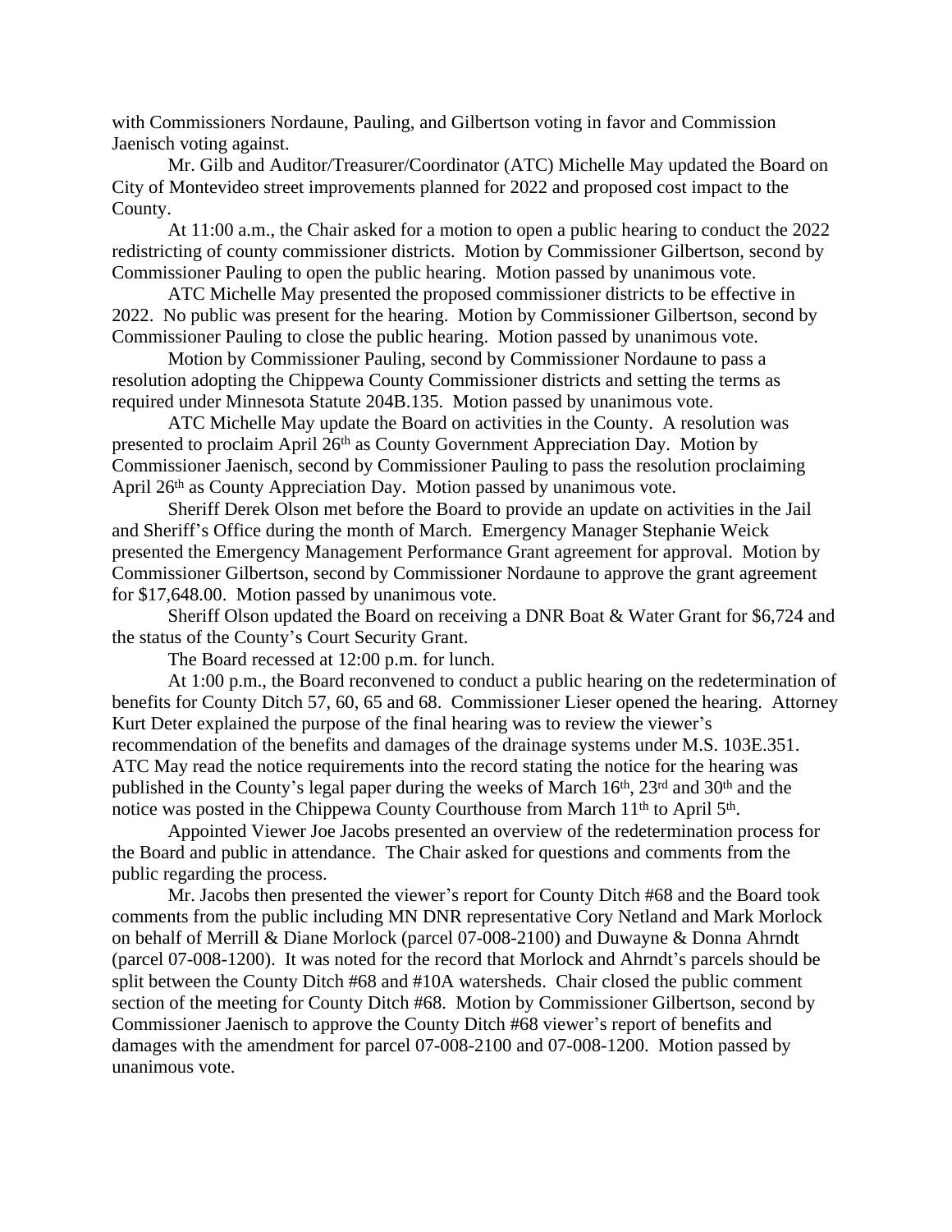with Commissioners Nordaune, Pauling, and Gilbertson voting in favor and Commission Jaenisch voting against.

Mr. Gilb and Auditor/Treasurer/Coordinator (ATC) Michelle May updated the Board on City of Montevideo street improvements planned for 2022 and proposed cost impact to the County.

At 11:00 a.m., the Chair asked for a motion to open a public hearing to conduct the 2022 redistricting of county commissioner districts. Motion by Commissioner Gilbertson, second by Commissioner Pauling to open the public hearing. Motion passed by unanimous vote.

ATC Michelle May presented the proposed commissioner districts to be effective in 2022. No public was present for the hearing. Motion by Commissioner Gilbertson, second by Commissioner Pauling to close the public hearing. Motion passed by unanimous vote.

Motion by Commissioner Pauling, second by Commissioner Nordaune to pass a resolution adopting the Chippewa County Commissioner districts and setting the terms as required under Minnesota Statute 204B.135. Motion passed by unanimous vote.

ATC Michelle May update the Board on activities in the County. A resolution was presented to proclaim April 26th as County Government Appreciation Day. Motion by Commissioner Jaenisch, second by Commissioner Pauling to pass the resolution proclaiming April 26th as County Appreciation Day. Motion passed by unanimous vote.

Sheriff Derek Olson met before the Board to provide an update on activities in the Jail and Sheriff's Office during the month of March. Emergency Manager Stephanie Weick presented the Emergency Management Performance Grant agreement for approval. Motion by Commissioner Gilbertson, second by Commissioner Nordaune to approve the grant agreement for $17,648.00. Motion passed by unanimous vote.

Sheriff Olson updated the Board on receiving a DNR Boat & Water Grant for $6,724 and the status of the County's Court Security Grant.

The Board recessed at 12:00 p.m. for lunch.

At 1:00 p.m., the Board reconvened to conduct a public hearing on the redetermination of benefits for County Ditch 57, 60, 65 and 68. Commissioner Lieser opened the hearing. Attorney Kurt Deter explained the purpose of the final hearing was to review the viewer's recommendation of the benefits and damages of the drainage systems under M.S. 103E.351. ATC May read the notice requirements into the record stating the notice for the hearing was published in the County's legal paper during the weeks of March 16th, 23rd and 30th and the notice was posted in the Chippewa County Courthouse from March 11th to April 5th.

Appointed Viewer Joe Jacobs presented an overview of the redetermination process for the Board and public in attendance. The Chair asked for questions and comments from the public regarding the process.

Mr. Jacobs then presented the viewer's report for County Ditch #68 and the Board took comments from the public including MN DNR representative Cory Netland and Mark Morlock on behalf of Merrill & Diane Morlock (parcel 07-008-2100) and Duwayne & Donna Ahrndt (parcel 07-008-1200). It was noted for the record that Morlock and Ahrndt's parcels should be split between the County Ditch #68 and #10A watersheds. Chair closed the public comment section of the meeting for County Ditch #68. Motion by Commissioner Gilbertson, second by Commissioner Jaenisch to approve the County Ditch #68 viewer's report of benefits and damages with the amendment for parcel 07-008-2100 and 07-008-1200. Motion passed by unanimous vote.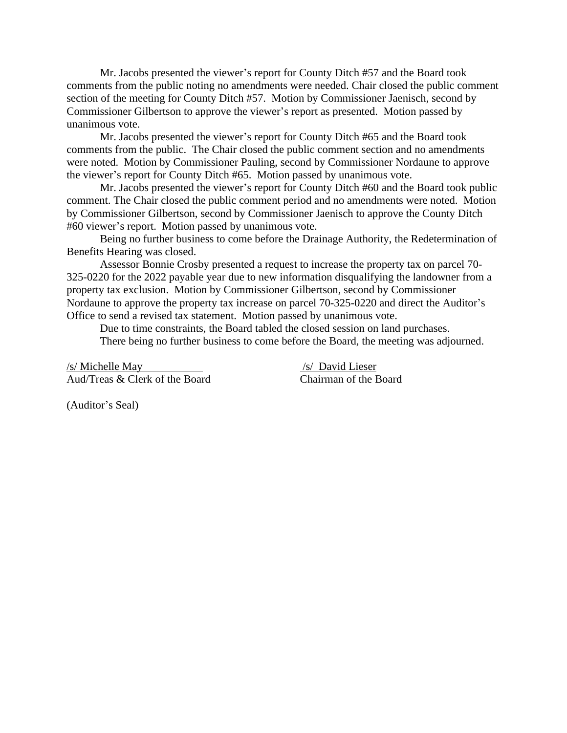Mr. Jacobs presented the viewer's report for County Ditch #57 and the Board took comments from the public noting no amendments were needed. Chair closed the public comment section of the meeting for County Ditch #57. Motion by Commissioner Jaenisch, second by Commissioner Gilbertson to approve the viewer's report as presented. Motion passed by unanimous vote.

Mr. Jacobs presented the viewer's report for County Ditch #65 and the Board took comments from the public. The Chair closed the public comment section and no amendments were noted. Motion by Commissioner Pauling, second by Commissioner Nordaune to approve the viewer's report for County Ditch #65. Motion passed by unanimous vote.

Mr. Jacobs presented the viewer's report for County Ditch #60 and the Board took public comment. The Chair closed the public comment period and no amendments were noted. Motion by Commissioner Gilbertson, second by Commissioner Jaenisch to approve the County Ditch #60 viewer's report. Motion passed by unanimous vote.

Being no further business to come before the Drainage Authority, the Redetermination of Benefits Hearing was closed.

Assessor Bonnie Crosby presented a request to increase the property tax on parcel 70-325-0220 for the 2022 payable year due to new information disqualifying the landowner from a property tax exclusion. Motion by Commissioner Gilbertson, second by Commissioner Nordaune to approve the property tax increase on parcel 70-325-0220 and direct the Auditor's Office to send a revised tax statement. Motion passed by unanimous vote.

Due to time constraints, the Board tabled the closed session on land purchases.

There being no further business to come before the Board, the meeting was adjourned.

/s/ Michelle May
Aud/Treas & Clerk of the Board

/s/ David Lieser
Chairman of the Board

(Auditor's Seal)